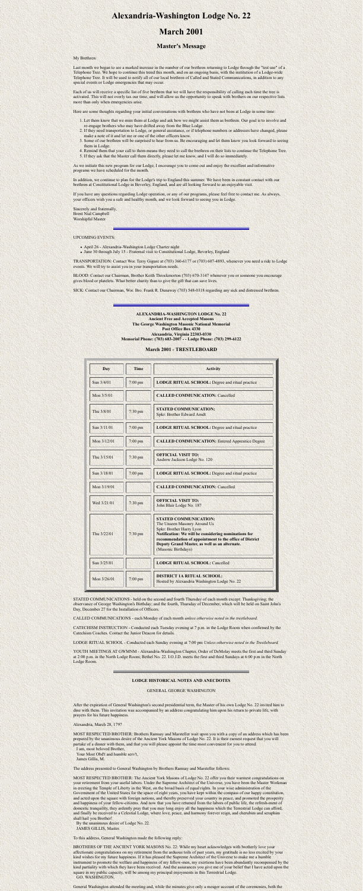# Alexandria-Washington Lodge No. 22

# March 2001

### Master's Message

My Brethren:

Last month we began to see a marked increase in the number of our brethren returning to Lodge through the "test use" of a Telephone Tree. We hope to continue this trend this month, and on an ongoing basis, with the institution of a Lodge-wide Telephone Tree. It will be used to notify all of our local brethren of Called and Stated Communications, in addition to any special events or Lodge emergencies that may occur.

Each of us will receive a specific list of five brethren that we will have the responsibility of calling each time the tree is activated. This will not overly tax our time, and will allow us the opportunity to speak with brothers on our respective lists more than only when emergencies arise.

Here are some thoughts regarding your initial conversations with brethren who have not been at Lodge in some time:

1. Let them know that we miss them at Lodge and ask how we might assist them as brethren. Our goal is to involve and re-engage brothers who may have drifted away from the Blue Lodge.
2. If they need transportation to Lodge, or general assistance, or if telephone numbers or addresses have changed, please make a note of it and let me or one of the other officers know.
3. Some of our brethren will be surprised to hear from us. Be encouraging and let them know you look forward to seeing them in Lodge.
4. Remind them that your call to them means they need to call the brethren on their lists to continue the Telephone Tree.
5. If they ask that the Master call them directly, please let me know, and I will do so immediately.

As we initiate this new program for our Lodge, I encourage you to come out and enjoy the excellent and informative programs we have scheduled for the month.

In addition, we continue to plan for the Lodge's trip to England this summer. We have been in constant contact with our brethren at Constitutional Lodge in Beverley, England, and are all looking forward to an enjoyable visit.

If you have any questions regarding Lodge operation, or any of our programs, please feel free to contact me. As always, your officers wish you a safe and healthy month, and we look forward to seeing you in Lodge.

Sincerely and fraternally,
Brent Nial Campbell
Worshipful Master

UPCOMING EVENTS:

- April 26 - Alexandria-Washington Lodge Charter night
- June 30 through July 15 - Fraternal visit to Constitutional Lodge, Beverley, England

TRANSPORTATION: Contact Wor. Terry Giguere at (703) 360-6177 or (703) 607-4893, whenever you need a ride to Lodge events. We will try to assist you in your transportation needs.

BLOOD: Contact our Chairman, Brother Keith Throckmorton (703) 670-3147 whenever you or someone you encourage gives blood or platelets. What better charity than to give the gift that can save lives.

SICK: Contact our Chairman, Wor. Bro. Frank R. Dunaway (703) 548-0318 regarding any sick and distressed brethren.

**ALEXANDRIA-WASHINGTON LODGE No. 22**
**Ancient Free and Accepted Masons**
**The George Washington Masonic National Memorial**
**Post Office Box 4330**
**Alexandria, Virginia 22303-0330**
**Memorial Phone: (703) 683-2007 - - Lodge Phone: (703) 299-6122**

### March 2001 - TRESTLEBOARD

| Day | Time | Activity |
|---|---|---|
| Sun 3/4/01 | 7:00 pm | **LODGE RITUAL SCHOOL:** Degree and ritual practice |
| Mon 3/5/01 | | **CALLED COMMUNICATION:** Cancelled |
| Thu 3/8/01 | 7:30 pm | **STATED COMMUNICATION:** Spkr: Brother Edward Arndt |
| Sun 3/11/01 | 7:00 pm | **LODGE RITUAL SCHOOL:** Degree and ritual practice |
| Mon 3/12/01 | 7:00 pm | **CALLED COMMUNICATION:** Entered Apprentice Degree |
| Thu 3/15/01 | 7:30 pm | **OFFICIAL VISIT TO:** Andrew Jackson Lodge No. 120 |
| Sun 3/18/01 | 7:00 pm | **LODGE RITUAL SCHOOL:** Degree and ritual practice |
| Mon 3/19/01 | | **CALLED COMMUNICATION:** Cancelled |
| Wed 3/21/01 | 7:30 pm | **OFFICIAL VISIT TO:** John Blair Lodge No. 187 |
| Thu 3/22/01 | 7:30 pm | **STATED COMMUNICATION:** The Unseen Masonry Around Us Spkr: Brother Harry Lyon **Notification: We will be considering nominations for recommendation of appointment to the office of District Deputy Grand Master, as well as an alternate.** (Masonic Birthdays) |
| Sun 3/25/01 | | **LODGE RITUAL SCHOOL:** Cancelled |
| Mon 3/26/01 | 7:00 pm | **DISTRICT 1A RITUAL SCHOOL:** Hosted by Alexandria Washington Lodge No. 22 |

STATED COMMUNICATIONS - held on the second and fourth Thursday of each month except: Thanksgiving; the observance of George Washington's Birthday; and the fourth, Thursday of December, which will be held on Saint John's Day, December 27 for the Installation of Officers.

CALLED COMMUNICATIONS - each Monday of each month *unless otherwise noted in the trestleboard.*

CATECHISM INSTRUCTION - Conducted each Tuesday evening at 7 p.m. in the Lodge Room when confirmed by the Catechism Coaches. Contact the Junior Deacon for details.

LODGE RITUAL SCHOOL - Conducted each Sunday evening at 7:00 pm *Unless otherwise noted in the Trestleboard.*

YOUTH MEETINGS AT GWMNM - Alexandria-Washington Chapter, Order of DeMolay meets the first and third Sunday at 2:00 p.m. in the North Lodge Room; Bethel No. 22. I.O.J.D. meets the first and third Sundays at 6:00 p.m in the North Lodge Room.

**LODGE HISTORICAL NOTES AND ANECDOTES**

GENERAL GEORGE WASHINGTON

After the expiration of General Washington's second presidential term, the Master of his own Lodge No. 22 invited him to dine with them. This invitation was accompanied by an address congratulating him upon his return to private life, with prayers for his future happiness.

Alexandria, March 28, 1797

MOST RESPECTED BROTHER: Brothers Ramsay and Marsteller wait upon you with a copy of an address which has been prepared by the unanimous desire of the Ancient York Masons of Lodge No. 22. It is their earnest request that you will partake of a dinner with them, and that you will please appoint the time most convenient for you to attend.
I am, most beloved Brother,
Your Most Obd't and humble serv't,
James Gillis, M.

The address presented to General Washington by Brothers Ramsay and Marsteller follows:

MOST RESPECTED BROTHER: The Ancient York Masons of Lodge No. 22 offer you their warmest congratulations on your retirement from your useful labors. Under the Supreme Architect of the Universe, you have been the Master Workman in erecting the Temple of Liberty in the West, on the broad basis of equal rights. In your wise administration of the Government of the United States for the space of eight years, you have kept within the compass of our happy constitution, and acted upon the square with foreign nations, and thereby preserved your country in peace, and promoted the prosperity and happiness of your fellow-citizens. And now that you have returned from the labors of public life, the refresh-ment of domestic tranquility, they ardently pray that you may long enjoy all the happiness which the Terrestrial Lodge can afford, and finally be received to a Celestial Lodge, where love, peace, and harmony forever reign, and cherubim and seraphim shall hail you Brother!
By the unanimous desire of Lodge No. 22.
JAMES GILLIS, Master.

To this address, General Washington made the following reply:

BROTHERS OF THE ANCIENT YORK MASONS No. 22: While my heart acknowledges with brotherly love your affectionate congratulations on my retirement from the arduous toils of past years, my gratitude is no less excited by your kind wishes for my future happiness. If it has pleased the Supreme Architect of the Universe to make me a humble instrument to promote the welfare and happiness of my fellow-men, my exertions have been abundantly recompensed by the kind partiality with which they have been received. And the assurances you give me of your belief that I have acted upon the square in my public capacity, will be among my principal enjoyments in this Terrestrial Lodge.
GO. WASHINGTON.

General Washington attended the meeting and, while the minutes give only a meager account of the ceremonies, both the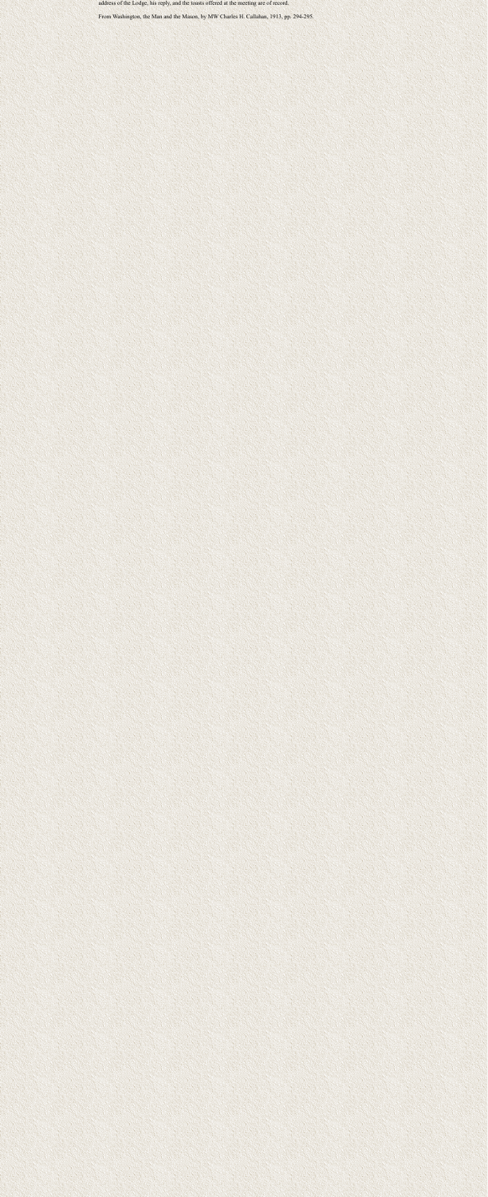address of the Lodge, his reply, and the toasts offered at the meeting are of record.

From Washington, the Man and the Mason, by MW Charles H. Callahan, 1913, pp. 294-295.